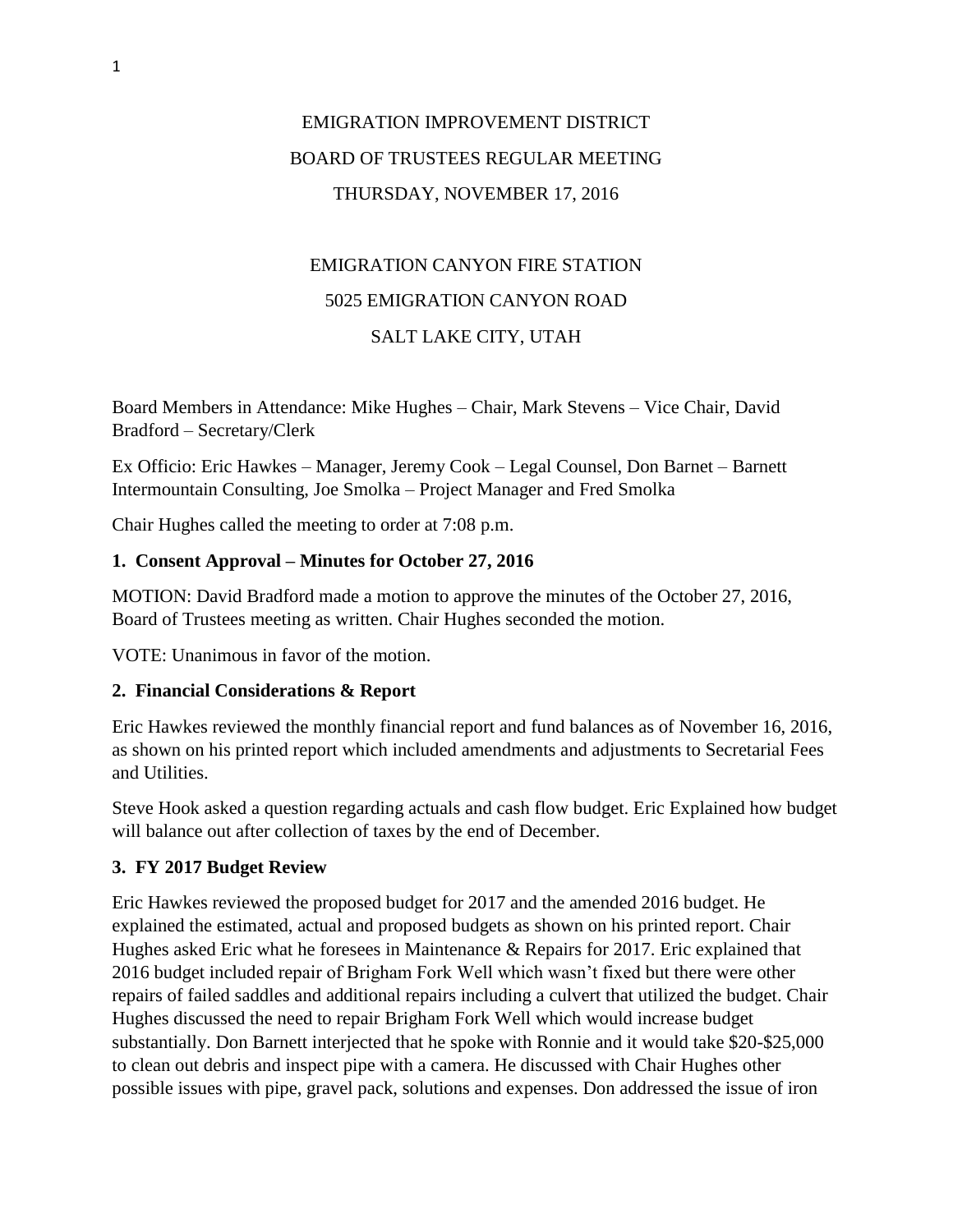EMIGRATION IMPROVEMENT DISTRICT

BOARD OF TRUSTEES REGULAR MEETING

THURSDAY, NOVEMBER 17, 2016

EMIGRATION CANYON FIRE STATION

5025 EMIGRATION CANYON ROAD

SALT LAKE CITY, UTAH

Board Members in Attendance: Mike Hughes – Chair, Mark Stevens – Vice Chair, David Bradford – Secretary/Clerk

Ex Officio: Eric Hawkes – Manager, Jeremy Cook – Legal Counsel, Don Barnet – Barnett Intermountain Consulting, Joe Smolka – Project Manager and Fred Smolka

Chair Hughes called the meeting to order at 7:08 p.m.

**1. Consent Approval – Minutes for October 27, 2016**

MOTION: David Bradford made a motion to approve the minutes of the October 27, 2016, Board of Trustees meeting as written. Chair Hughes seconded the motion.

VOTE: Unanimous in favor of the motion.

**2. Financial Considerations & Report**

Eric Hawkes reviewed the monthly financial report and fund balances as of November 16, 2016, as shown on his printed report which included amendments and adjustments to Secretarial Fees and Utilities.

Steve Hook asked a question regarding actuals and cash flow budget. Eric Explained how budget will balance out after collection of taxes by the end of December.

**3. FY 2017 Budget Review**

Eric Hawkes reviewed the proposed budget for 2017 and the amended 2016 budget. He explained the estimated, actual and proposed budgets as shown on his printed report. Chair Hughes asked Eric what he foresees in Maintenance & Repairs for 2017. Eric explained that 2016 budget included repair of Brigham Fork Well which wasn't fixed but there were other repairs of failed saddles and additional repairs including a culvert that utilized the budget. Chair Hughes discussed the need to repair Brigham Fork Well which would increase budget substantially. Don Barnett interjected that he spoke with Ronnie and it would take $20-$25,000 to clean out debris and inspect pipe with a camera. He discussed with Chair Hughes other possible issues with pipe, gravel pack, solutions and expenses. Don addressed the issue of iron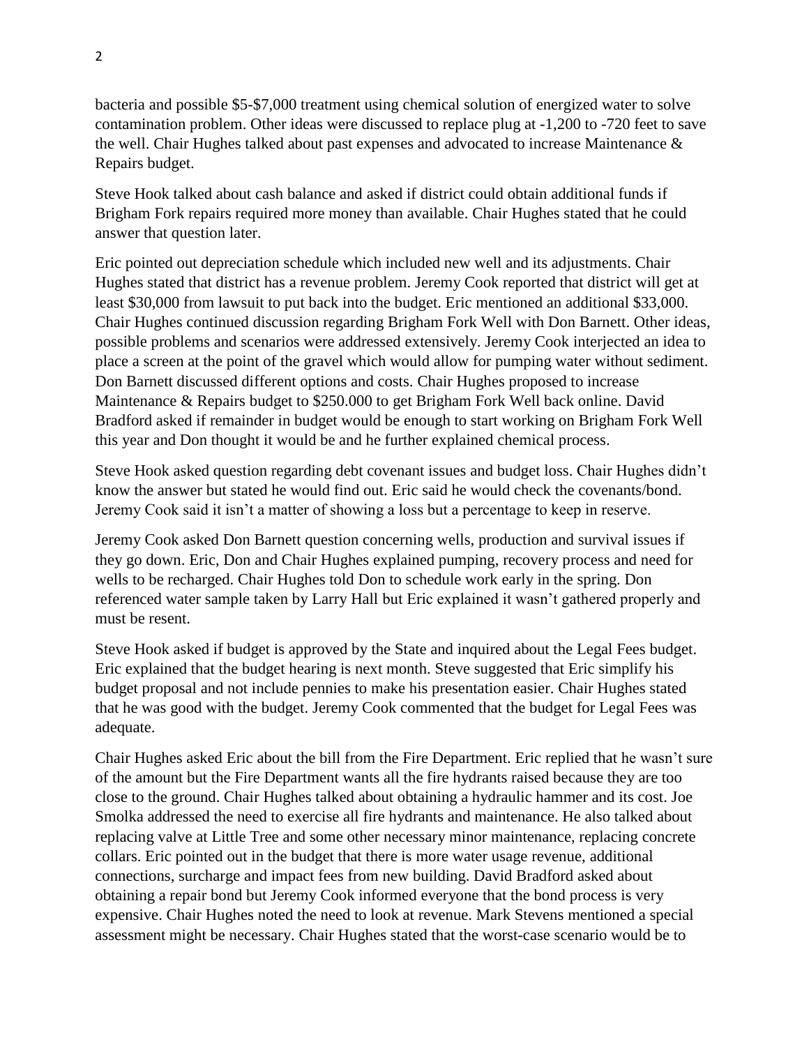bacteria and possible $5-$7,000 treatment using chemical solution of energized water to solve contamination problem. Other ideas were discussed to replace plug at -1,200 to -720 feet to save the well. Chair Hughes talked about past expenses and advocated to increase Maintenance & Repairs budget.

Steve Hook talked about cash balance and asked if district could obtain additional funds if Brigham Fork repairs required more money than available. Chair Hughes stated that he could answer that question later.

Eric pointed out depreciation schedule which included new well and its adjustments. Chair Hughes stated that district has a revenue problem. Jeremy Cook reported that district will get at least $30,000 from lawsuit to put back into the budget. Eric mentioned an additional $33,000. Chair Hughes continued discussion regarding Brigham Fork Well with Don Barnett. Other ideas, possible problems and scenarios were addressed extensively. Jeremy Cook interjected an idea to place a screen at the point of the gravel which would allow for pumping water without sediment. Don Barnett discussed different options and costs. Chair Hughes proposed to increase Maintenance & Repairs budget to $250.000 to get Brigham Fork Well back online. David Bradford asked if remainder in budget would be enough to start working on Brigham Fork Well this year and Don thought it would be and he further explained chemical process.

Steve Hook asked question regarding debt covenant issues and budget loss. Chair Hughes didn't know the answer but stated he would find out. Eric said he would check the covenants/bond. Jeremy Cook said it isn't a matter of showing a loss but a percentage to keep in reserve.

Jeremy Cook asked Don Barnett question concerning wells, production and survival issues if they go down. Eric, Don and Chair Hughes explained pumping, recovery process and need for wells to be recharged. Chair Hughes told Don to schedule work early in the spring. Don referenced water sample taken by Larry Hall but Eric explained it wasn't gathered properly and must be resent.

Steve Hook asked if budget is approved by the State and inquired about the Legal Fees budget. Eric explained that the budget hearing is next month. Steve suggested that Eric simplify his budget proposal and not include pennies to make his presentation easier. Chair Hughes stated that he was good with the budget. Jeremy Cook commented that the budget for Legal Fees was adequate.

Chair Hughes asked Eric about the bill from the Fire Department. Eric replied that he wasn't sure of the amount but the Fire Department wants all the fire hydrants raised because they are too close to the ground. Chair Hughes talked about obtaining a hydraulic hammer and its cost. Joe Smolka addressed the need to exercise all fire hydrants and maintenance. He also talked about replacing valve at Little Tree and some other necessary minor maintenance, replacing concrete collars. Eric pointed out in the budget that there is more water usage revenue, additional connections, surcharge and impact fees from new building. David Bradford asked about obtaining a repair bond but Jeremy Cook informed everyone that the bond process is very expensive. Chair Hughes noted the need to look at revenue. Mark Stevens mentioned a special assessment might be necessary. Chair Hughes stated that the worst-case scenario would be to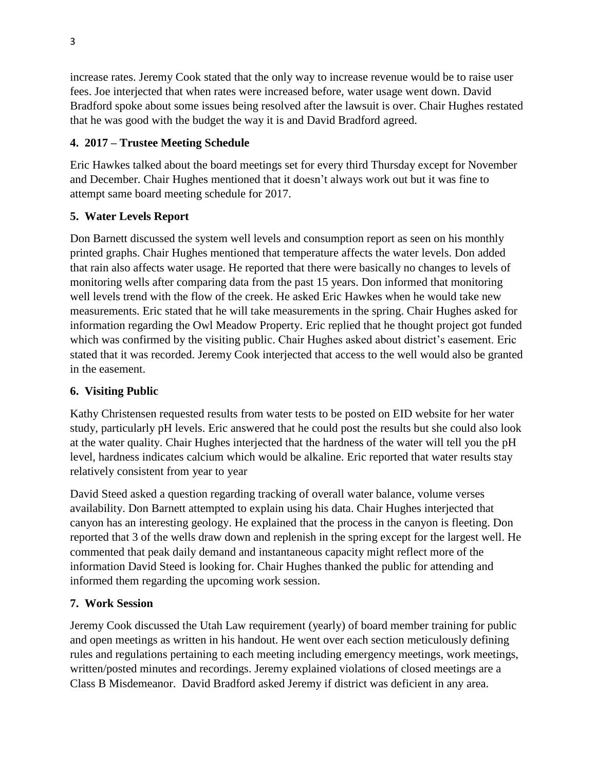increase rates. Jeremy Cook stated that the only way to increase revenue would be to raise user fees. Joe interjected that when rates were increased before, water usage went down. David Bradford spoke about some issues being resolved after the lawsuit is over. Chair Hughes restated that he was good with the budget the way it is and David Bradford agreed.

**4. 2017 – Trustee Meeting Schedule**

Eric Hawkes talked about the board meetings set for every third Thursday except for November and December. Chair Hughes mentioned that it doesn't always work out but it was fine to attempt same board meeting schedule for 2017.

**5. Water Levels Report**

Don Barnett discussed the system well levels and consumption report as seen on his monthly printed graphs. Chair Hughes mentioned that temperature affects the water levels. Don added that rain also affects water usage. He reported that there were basically no changes to levels of monitoring wells after comparing data from the past 15 years. Don informed that monitoring well levels trend with the flow of the creek. He asked Eric Hawkes when he would take new measurements. Eric stated that he will take measurements in the spring. Chair Hughes asked for information regarding the Owl Meadow Property. Eric replied that he thought project got funded which was confirmed by the visiting public. Chair Hughes asked about district's easement. Eric stated that it was recorded. Jeremy Cook interjected that access to the well would also be granted in the easement.

**6. Visiting Public**

Kathy Christensen requested results from water tests to be posted on EID website for her water study, particularly pH levels. Eric answered that he could post the results but she could also look at the water quality. Chair Hughes interjected that the hardness of the water will tell you the pH level, hardness indicates calcium which would be alkaline. Eric reported that water results stay relatively consistent from year to year

David Steed asked a question regarding tracking of overall water balance, volume verses availability. Don Barnett attempted to explain using his data. Chair Hughes interjected that canyon has an interesting geology. He explained that the process in the canyon is fleeting. Don reported that 3 of the wells draw down and replenish in the spring except for the largest well. He commented that peak daily demand and instantaneous capacity might reflect more of the information David Steed is looking for. Chair Hughes thanked the public for attending and informed them regarding the upcoming work session.

**7. Work Session**

Jeremy Cook discussed the Utah Law requirement (yearly) of board member training for public and open meetings as written in his handout. He went over each section meticulously defining rules and regulations pertaining to each meeting including emergency meetings, work meetings, written/posted minutes and recordings. Jeremy explained violations of closed meetings are a Class B Misdemeanor. David Bradford asked Jeremy if district was deficient in any area.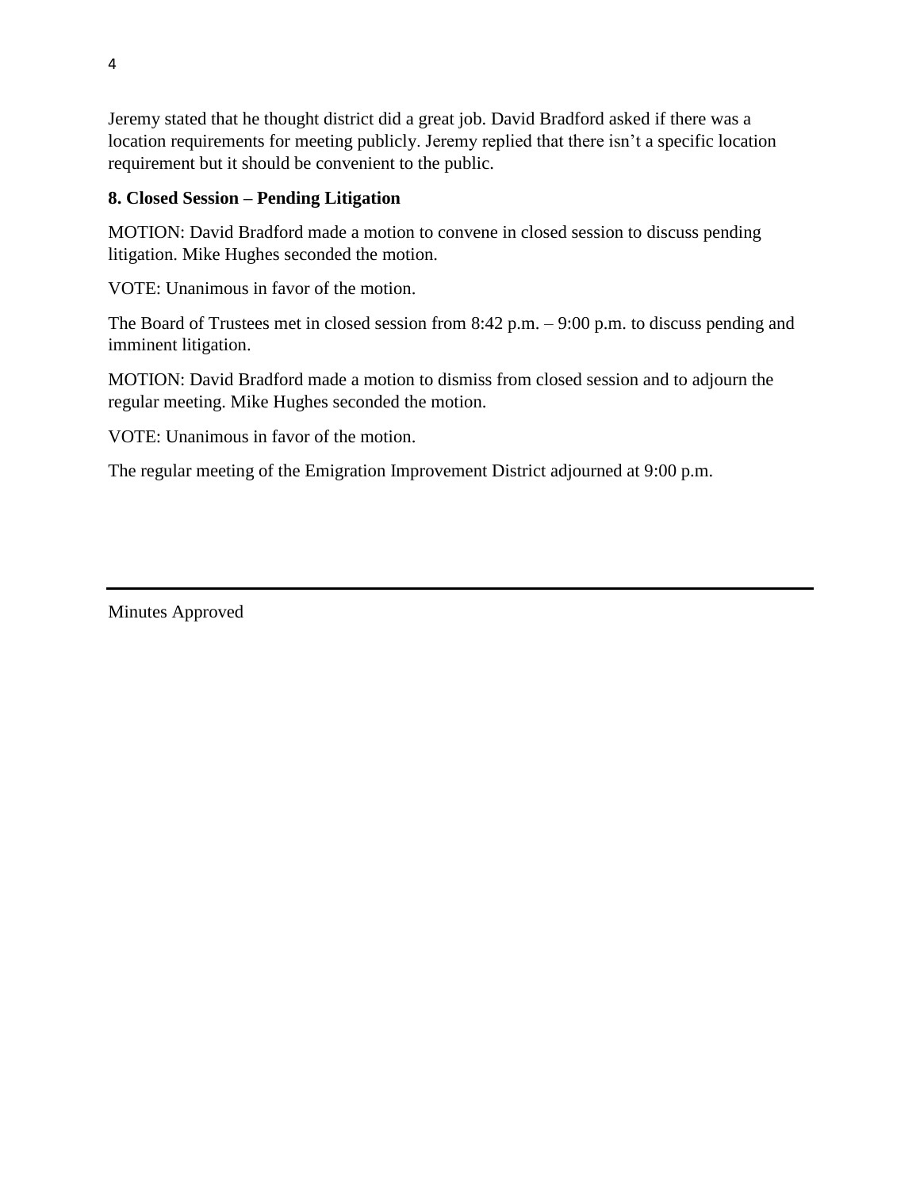Jeremy stated that he thought district did a great job. David Bradford asked if there was a location requirements for meeting publicly. Jeremy replied that there isn't a specific location requirement but it should be convenient to the public.

**8. Closed Session – Pending Litigation**

MOTION: David Bradford made a motion to convene in closed session to discuss pending litigation. Mike Hughes seconded the motion.

VOTE: Unanimous in favor of the motion.

The Board of Trustees met in closed session from 8:42 p.m. – 9:00 p.m. to discuss pending and imminent litigation.

MOTION: David Bradford made a motion to dismiss from closed session and to adjourn the regular meeting. Mike Hughes seconded the motion.

VOTE: Unanimous in favor of the motion.

The regular meeting of the Emigration Improvement District adjourned at 9:00 p.m.

---

Minutes Approved